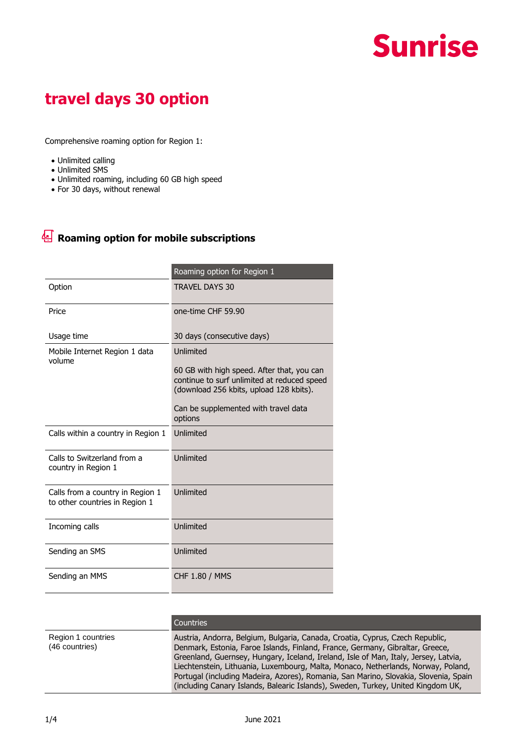Sunrise

# travel days 30 option

Comprehensive roaming option for Region 1:

- Unlimited calling
- Unlimited SMS
- Unlimited roaming, including 60 GB high speed
- For 30 days, without renewal

## Roaming option for mobile subscriptions

| | Roaming option for Region 1 |
|---|---|
| Option | TRAVEL DAYS 30 |
| Price | one-time CHF 59.90 |
| Usage time | 30 days (consecutive days) |
| Mobile Internet Region 1 data volume | Unlimited<br><br>60 GB with high speed. After that, you can continue to surf unlimited at reduced speed (download 256 kbits, upload 128 kbits).<br><br>Can be supplemented with travel data options |
| Calls within a country in Region 1 | Unlimited |
| Calls to Switzerland from a country in Region 1 | Unlimited |
| Calls from a country in Region 1 to other countries in Region 1 | Unlimited |
| Incoming calls | Unlimited |
| Sending an SMS | Unlimited |
| Sending an MMS | CHF 1.80 / MMS |

| | Countries |
|---|---|
| Region 1 countries (46 countries) | Austria, Andorra, Belgium, Bulgaria, Canada, Croatia, Cyprus, Czech Republic, Denmark, Estonia, Faroe Islands, Finland, France, Germany, Gibraltar, Greece, Greenland, Guernsey, Hungary, Iceland, Ireland, Isle of Man, Italy, Jersey, Latvia, Liechtenstein, Lithuania, Luxembourg, Malta, Monaco, Netherlands, Norway, Poland, Portugal (including Madeira, Azores), Romania, San Marino, Slovakia, Slovenia, Spain (including Canary Islands, Balearic Islands), Sweden, Turkey, United Kingdom UK, |

June 2021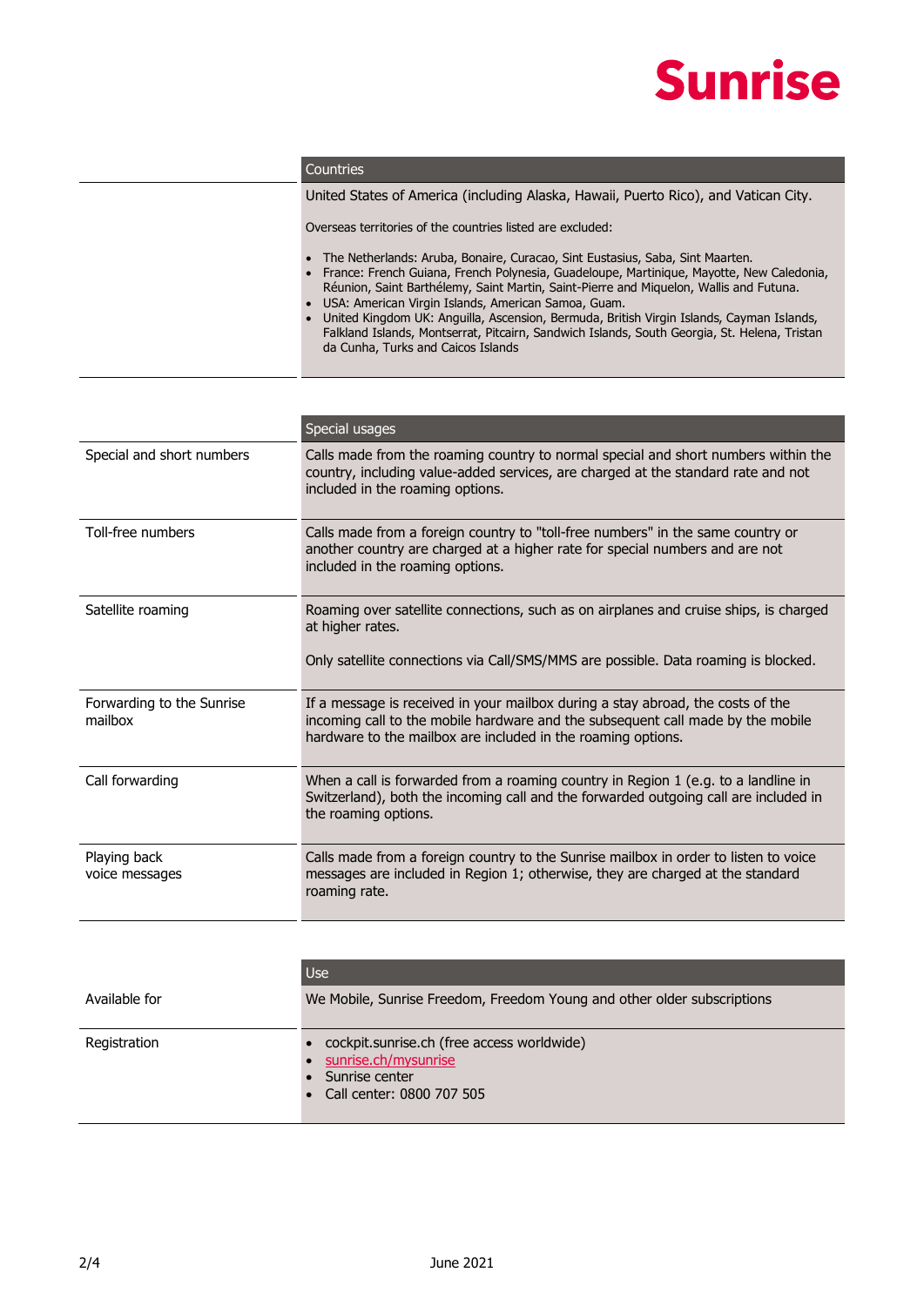| | Countries |
|---|---|
| | United States of America (including Alaska, Hawaii, Puerto Rico), and Vatican City.<br><br>Overseas territories of the countries listed are excluded:<br><br>• The Netherlands: Aruba, Bonaire, Curacao, Sint Eustasius, Saba, Sint Maarten.<br>• France: French Guiana, French Polynesia, Guadeloupe, Martinique, Mayotte, New Caledonia, Réunion, Saint Barthélemy, Saint Martin, Saint-Pierre and Miquelon, Wallis and Futuna.<br>• USA: American Virgin Islands, American Samoa, Guam.<br>• United Kingdom UK: Anguilla, Ascension, Bermuda, British Virgin Islands, Cayman Islands, Falkland Islands, Montserrat, Pitcairn, Sandwich Islands, South Georgia, St. Helena, Tristan da Cunha, Turks and Caicos Islands |

| | Special usages |
|---|---|
| Special and short numbers | Calls made from the roaming country to normal special and short numbers within the country, including value-added services, are charged at the standard rate and not included in the roaming options. |
| Toll-free numbers | Calls made from a foreign country to "toll-free numbers" in the same country or another country are charged at a higher rate for special numbers and are not included in the roaming options. |
| Satellite roaming | Roaming over satellite connections, such as on airplanes and cruise ships, is charged at higher rates.<br><br>Only satellite connections via Call/SMS/MMS are possible. Data roaming is blocked. |
| Forwarding to the Sunrise mailbox | If a message is received in your mailbox during a stay abroad, the costs of the incoming call to the mobile hardware and the subsequent call made by the mobile hardware to the mailbox are included in the roaming options. |
| Call forwarding | When a call is forwarded from a roaming country in Region 1 (e.g. to a landline in Switzerland), both the incoming call and the forwarded outgoing call are included in the roaming options. |
| Playing back voice messages | Calls made from a foreign country to the Sunrise mailbox in order to listen to voice messages are included in Region 1; otherwise, they are charged at the standard roaming rate. |

| | Use |
|---|---|
| Available for | We Mobile, Sunrise Freedom, Freedom Young and other older subscriptions |
| Registration | • cockpit.sunrise.ch (free access worldwide)<br>• sunrise.ch/mysunrise<br>• Sunrise center<br>• Call center: 0800 707 505 |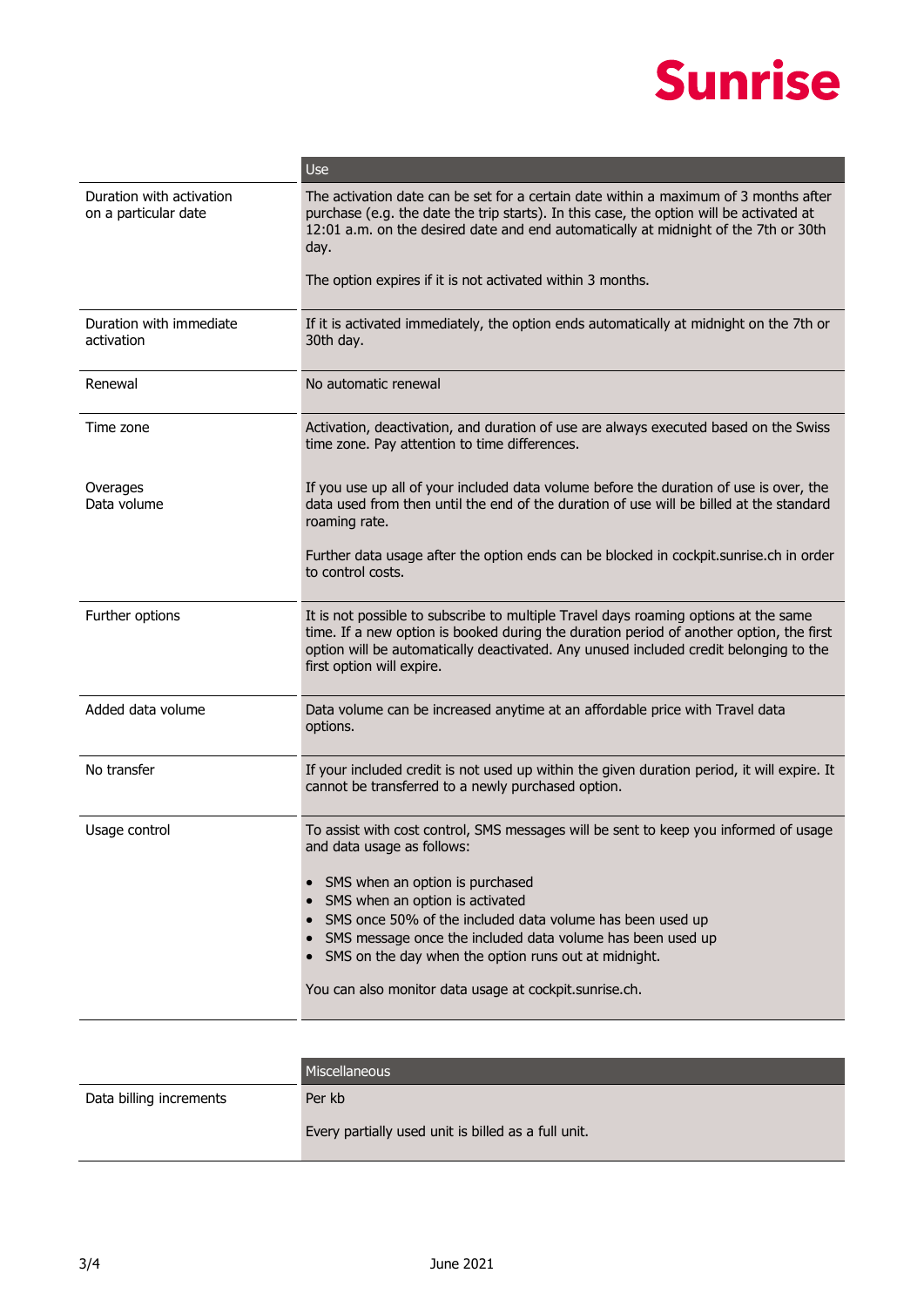|  | Use |
| --- | --- |
| Duration with activation on a particular date | The activation date can be set for a certain date within a maximum of 3 months after purchase (e.g. the date the trip starts). In this case, the option will be activated at 12:01 a.m. on the desired date and end automatically at midnight of the 7th or 30th day.<br><br>The option expires if it is not activated within 3 months. |
| Duration with immediate activation | If it is activated immediately, the option ends automatically at midnight on the 7th or 30th day. |
| Renewal | No automatic renewal |
| Time zone | Activation, deactivation, and duration of use are always executed based on the Swiss time zone. Pay attention to time differences. |
| Overages<br>Data volume | If you use up all of your included data volume before the duration of use is over, the data used from then until the end of the duration of use will be billed at the standard roaming rate.<br><br>Further data usage after the option ends can be blocked in cockpit.sunrise.ch in order to control costs. |
| Further options | It is not possible to subscribe to multiple Travel days roaming options at the same time. If a new option is booked during the duration period of another option, the first option will be automatically deactivated. Any unused included credit belonging to the first option will expire. |
| Added data volume | Data volume can be increased anytime at an affordable price with Travel data options. |
| No transfer | If your included credit is not used up within the given duration period, it will expire. It cannot be transferred to a newly purchased option. |
| Usage control | To assist with cost control, SMS messages will be sent to keep you informed of usage and data usage as follows:<br><br>• SMS when an option is purchased<br>• SMS when an option is activated<br>• SMS once 50% of the included data volume has been used up<br>• SMS message once the included data volume has been used up<br>• SMS on the day when the option runs out at midnight.<br><br>You can also monitor data usage at cockpit.sunrise.ch. |

|  | Miscellaneous |
| --- | --- |
| Data billing increments | Per kb<br><br>Every partially used unit is billed as a full unit. |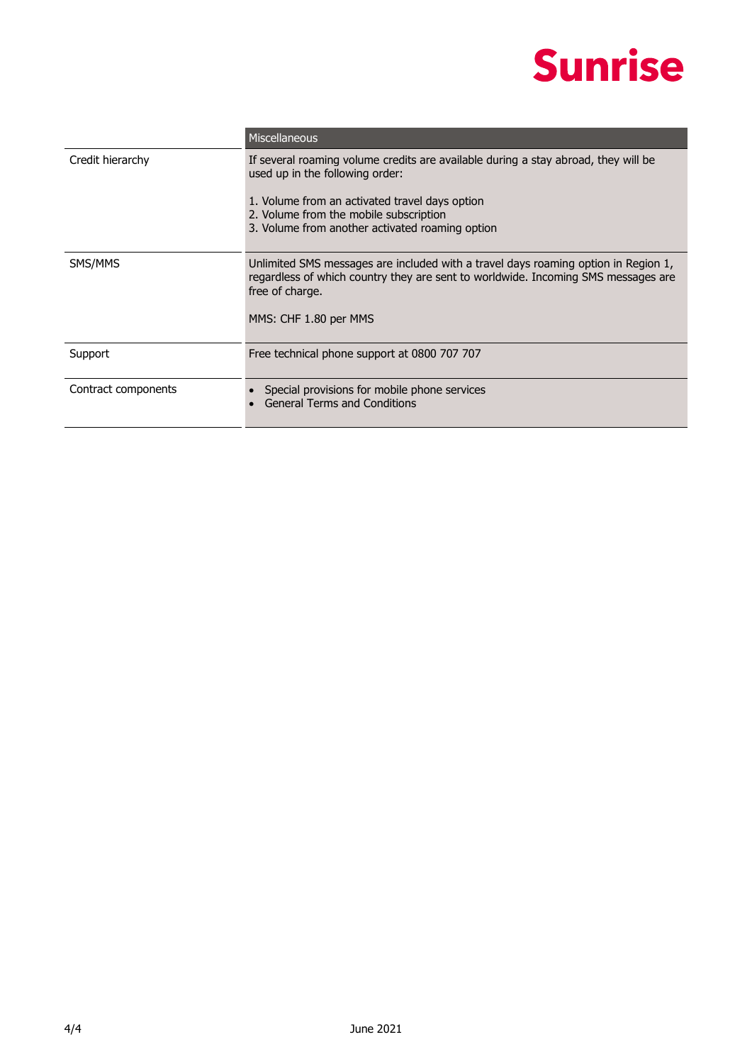| | Miscellaneous |
|---|---|
| Credit hierarchy | If several roaming volume credits are available during a stay abroad, they will be used up in the following order:<br><br>1. Volume from an activated travel days option<br>2. Volume from the mobile subscription<br>3. Volume from another activated roaming option |
| SMS/MMS | Unlimited SMS messages are included with a travel days roaming option in Region 1, regardless of which country they are sent to worldwide. Incoming SMS messages are free of charge.<br><br>MMS: CHF 1.80 per MMS |
| Support | Free technical phone support at 0800 707 707 |
| Contract components | • Special provisions for mobile phone services<br>• General Terms and Conditions |

June 2021